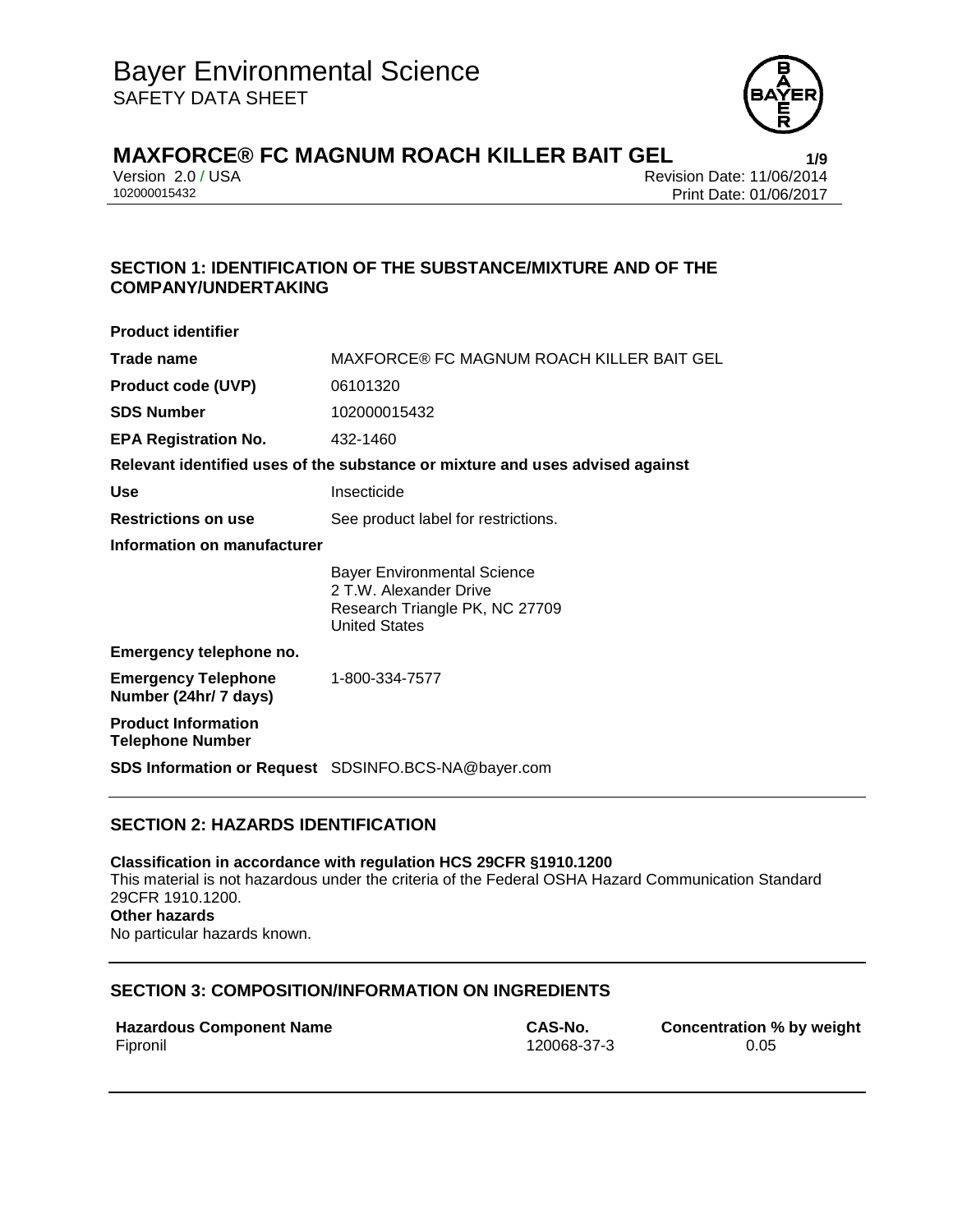# Bayer Environmental Science
SAFETY DATA SHEET

## MAXFORCE® FC MAGNUM ROACH KILLER BAIT GEL

Version 2.0 / USA
102000015432

Revision Date: 11/06/2014
Print Date: 01/06/2017

## SECTION 1: IDENTIFICATION OF THE SUBSTANCE/MIXTURE AND OF THE COMPANY/UNDERTAKING

**Product identifier**

| | |
|---|---|
| **Trade name** | MAXFORCE® FC MAGNUM ROACH KILLER BAIT GEL |
| **Product code (UVP)** | 06101320 |
| **SDS Number** | 102000015432 |
| **EPA Registration No.** | 432-1460 |

**Relevant identified uses of the substance or mixture and uses advised against**

| | |
|---|---|
| **Use** | Insecticide |
| **Restrictions on use** | See product label for restrictions. |

**Information on manufacturer**

Bayer Environmental Science
2 T.W. Alexander Drive
Research Triangle PK, NC 27709
United States

**Emergency telephone no.**

| | |
|---|---|
| **Emergency Telephone Number (24hr/ 7 days)** | 1-800-334-7577 |
| **Product Information Telephone Number** | |
| **SDS Information or Request** | SDSINFO.BCS-NA@bayer.com |

## SECTION 2: HAZARDS IDENTIFICATION

**Classification in accordance with regulation HCS 29CFR §1910.1200**
This material is not hazardous under the criteria of the Federal OSHA Hazard Communication Standard 29CFR 1910.1200.

**Other hazards**
No particular hazards known.

## SECTION 3: COMPOSITION/INFORMATION ON INGREDIENTS

| Hazardous Component Name | CAS-No. | Concentration % by weight |
|---|---|---|
| Fipronil | 120068-37-3 | 0.05 |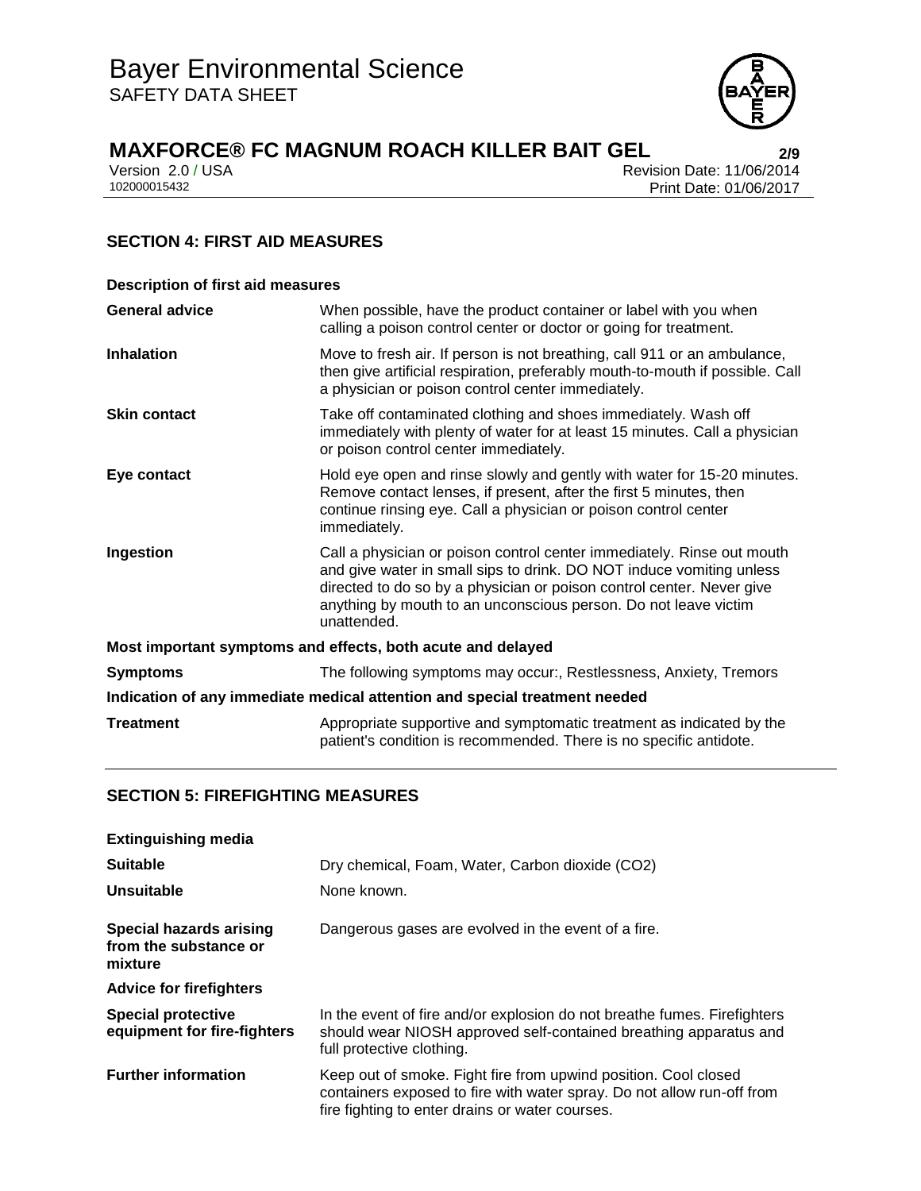## SECTION 4: FIRST AID MEASURES

**Description of first aid measures**

| | |
|---|---|
| **General advice** | When possible, have the product container or label with you when calling a poison control center or doctor or going for treatment. |
| **Inhalation** | Move to fresh air. If person is not breathing, call 911 or an ambulance, then give artificial respiration, preferably mouth-to-mouth if possible. Call a physician or poison control center immediately. |
| **Skin contact** | Take off contaminated clothing and shoes immediately. Wash off immediately with plenty of water for at least 15 minutes. Call a physician or poison control center immediately. |
| **Eye contact** | Hold eye open and rinse slowly and gently with water for 15-20 minutes. Remove contact lenses, if present, after the first 5 minutes, then continue rinsing eye. Call a physician or poison control center immediately. |
| **Ingestion** | Call a physician or poison control center immediately. Rinse out mouth and give water in small sips to drink. DO NOT induce vomiting unless directed to do so by a physician or poison control center. Never give anything by mouth to an unconscious person. Do not leave victim unattended. |

**Most important symptoms and effects, both acute and delayed**

| | |
|---|---|
| **Symptoms** | The following symptoms may occur:, Restlessness, Anxiety, Tremors |

**Indication of any immediate medical attention and special treatment needed**

| | |
|---|---|
| **Treatment** | Appropriate supportive and symptomatic treatment as indicated by the patient's condition is recommended. There is no specific antidote. |

## SECTION 5: FIREFIGHTING MEASURES

**Extinguishing media**

| | |
|---|---|
| **Suitable** | Dry chemical, Foam, Water, Carbon dioxide ($CO_2$) |
| **Unsuitable** | None known. |
| **Special hazards arising from the substance or mixture** | Dangerous gases are evolved in the event of a fire. |

**Advice for firefighters**

| | |
|---|---|
| **Special protective equipment for fire-fighters** | In the event of fire and/or explosion do not breathe fumes. Firefighters should wear NIOSH approved self-contained breathing apparatus and full protective clothing. |
| **Further information** | Keep out of smoke. Fight fire from upwind position. Cool closed containers exposed to fire with water spray. Do not allow run-off from fire fighting to enter drains or water courses. |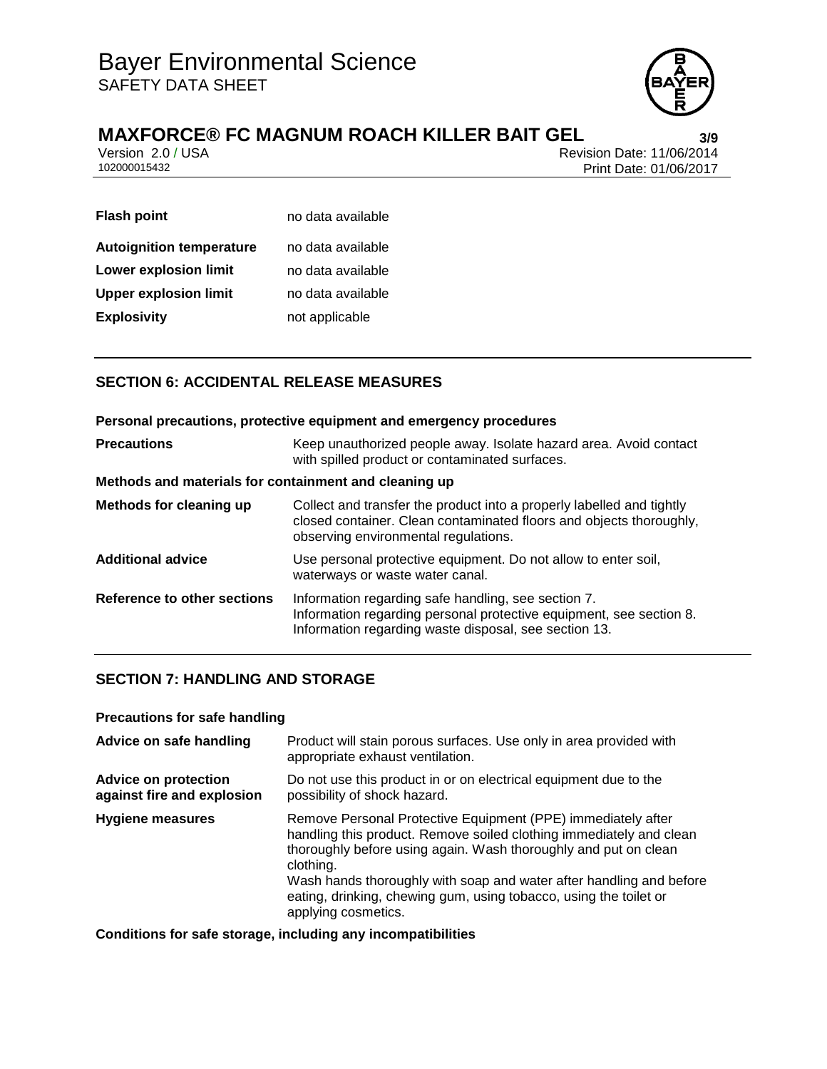| | |
|---|---|
| **Flash point** | no data available |
| **Autoignition temperature** | no data available |
| **Lower explosion limit** | no data available |
| **Upper explosion limit** | no data available |
| **Explosivity** | not applicable |

## SECTION 6: ACCIDENTAL RELEASE MEASURES

**Personal precautions, protective equipment and emergency procedures**

| | |
|---|---|
| **Precautions** | Keep unauthorized people away. Isolate hazard area. Avoid contact with spilled product or contaminated surfaces. |

**Methods and materials for containment and cleaning up**

| | |
|---|---|
| **Methods for cleaning up** | Collect and transfer the product into a properly labelled and tightly closed container. Clean contaminated floors and objects thoroughly, observing environmental regulations. |
| **Additional advice** | Use personal protective equipment. Do not allow to enter soil, waterways or waste water canal. |
| **Reference to other sections** | Information regarding safe handling, see section 7.<br>Information regarding personal protective equipment, see section 8.<br>Information regarding waste disposal, see section 13. |

## SECTION 7: HANDLING AND STORAGE

**Precautions for safe handling**

| | |
|---|---|
| **Advice on safe handling** | Product will stain porous surfaces. Use only in area provided with appropriate exhaust ventilation. |
| **Advice on protection against fire and explosion** | Do not use this product in or on electrical equipment due to the possibility of shock hazard. |
| **Hygiene measures** | Remove Personal Protective Equipment (PPE) immediately after handling this product. Remove soiled clothing immediately and clean thoroughly before using again. Wash thoroughly and put on clean clothing.<br>Wash hands thoroughly with soap and water after handling and before eating, drinking, chewing gum, using tobacco, using the toilet or applying cosmetics. |

**Conditions for safe storage, including any incompatibilities**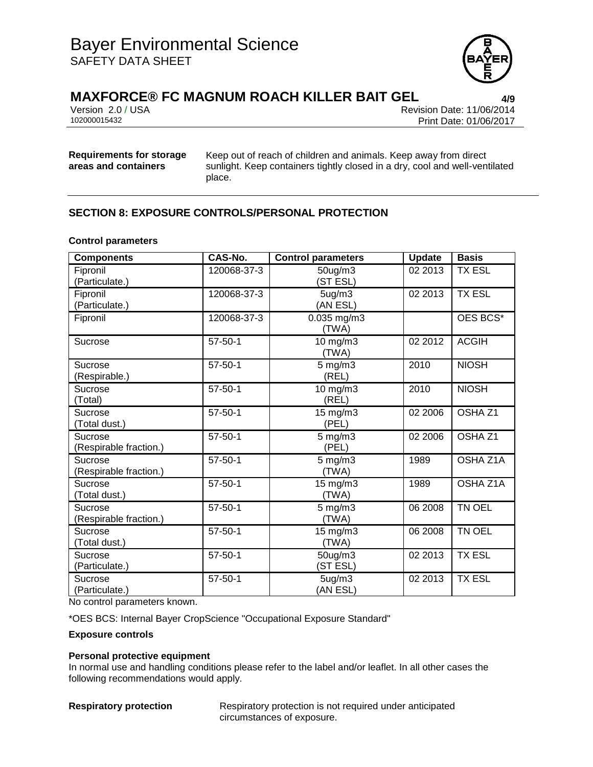**Requirements for storage areas and containers** Keep out of reach of children and animals. Keep away from direct sunlight. Keep containers tightly closed in a dry, cool and well-ventilated place.

## SECTION 8: EXPOSURE CONTROLS/PERSONAL PROTECTION

**Control parameters**

| Components | CAS-No. | Control parameters | Update | Basis |
|---|---|---|---|---|
| Fipronil (Particulate.) | 120068-37-3 | 50ug/m3 (ST ESL) | 02 2013 | TX ESL |
| Fipronil (Particulate.) | 120068-37-3 | 5ug/m3 (AN ESL) | 02 2013 | TX ESL |
| Fipronil | 120068-37-3 | 0.035 mg/m3 (TWA) | | OES BCS* |
| Sucrose | 57-50-1 | 10 mg/m3 (TWA) | 02 2012 | ACGIH |
| Sucrose (Respirable.) | 57-50-1 | 5 mg/m3 (REL) | 2010 | NIOSH |
| Sucrose (Total) | 57-50-1 | 10 mg/m3 (REL) | 2010 | NIOSH |
| Sucrose (Total dust.) | 57-50-1 | 15 mg/m3 (PEL) | 02 2006 | OSHA Z1 |
| Sucrose (Respirable fraction.) | 57-50-1 | 5 mg/m3 (PEL) | 02 2006 | OSHA Z1 |
| Sucrose (Respirable fraction.) | 57-50-1 | 5 mg/m3 (TWA) | 1989 | OSHA Z1A |
| Sucrose (Total dust.) | 57-50-1 | 15 mg/m3 (TWA) | 1989 | OSHA Z1A |
| Sucrose (Respirable fraction.) | 57-50-1 | 5 mg/m3 (TWA) | 06 2008 | TN OEL |
| Sucrose (Total dust.) | 57-50-1 | 15 mg/m3 (TWA) | 06 2008 | TN OEL |
| Sucrose (Particulate.) | 57-50-1 | 50ug/m3 (ST ESL) | 02 2013 | TX ESL |
| Sucrose (Particulate.) | 57-50-1 | 5ug/m3 (AN ESL) | 02 2013 | TX ESL |

No control parameters known.

*OES BCS: Internal Bayer CropScience "Occupational Exposure Standard"

**Exposure controls**

**Personal protective equipment**

In normal use and handling conditions please refer to the label and/or leaflet. In all other cases the following recommendations would apply.

**Respiratory protection** Respiratory protection is not required under anticipated circumstances of exposure.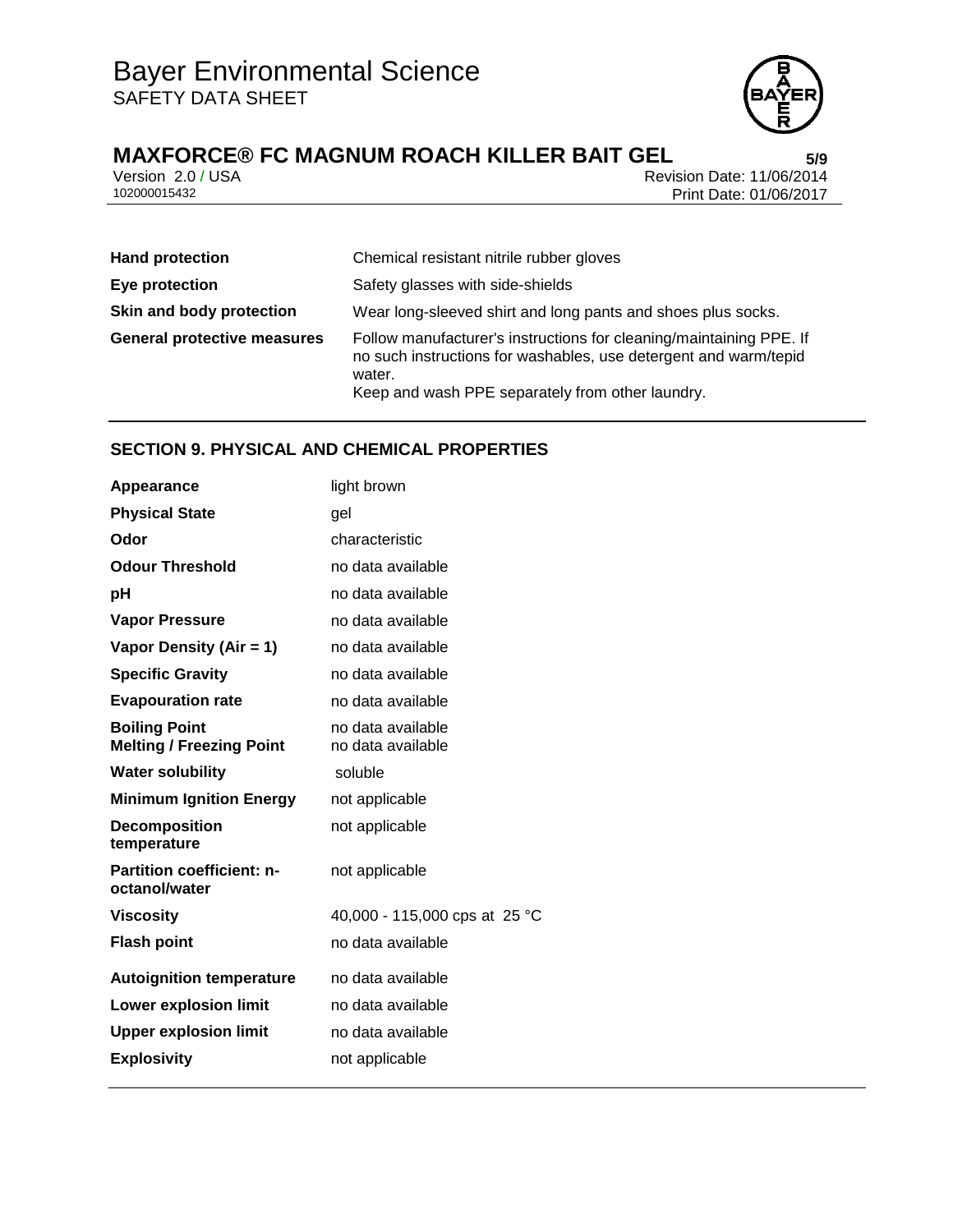| | |
|---|---|
| **Hand protection** | Chemical resistant nitrile rubber gloves |
| **Eye protection** | Safety glasses with side-shields |
| **Skin and body protection** | Wear long-sleeved shirt and long pants and shoes plus socks. |
| **General protective measures** | Follow manufacturer's instructions for cleaning/maintaining PPE. If no such instructions for washables, use detergent and warm/tepid water.<br>Keep and wash PPE separately from other laundry. |

## SECTION 9. PHYSICAL AND CHEMICAL PROPERTIES

| | |
|---|---|
| **Appearance** | light brown |
| **Physical State** | gel |
| **Odor** | characteristic |
| **Odour Threshold** | no data available |
| **pH** | no data available |
| **Vapor Pressure** | no data available |
| **Vapor Density (Air = 1)** | no data available |
| **Specific Gravity** | no data available |
| **Evapouration rate** | no data available |
| **Boiling Point** | no data available |
| **Melting / Freezing Point** | no data available |
| **Water solubility** | soluble |
| **Minimum Ignition Energy** | not applicable |
| **Decomposition temperature** | not applicable |
| **Partition coefficient: n-octanol/water** | not applicable |
| **Viscosity** | 40,000 - 115,000 cps at 25 °C |
| **Flash point** | no data available |
| **Autoignition temperature** | no data available |
| **Lower explosion limit** | no data available |
| **Upper explosion limit** | no data available |
| **Explosivity** | not applicable |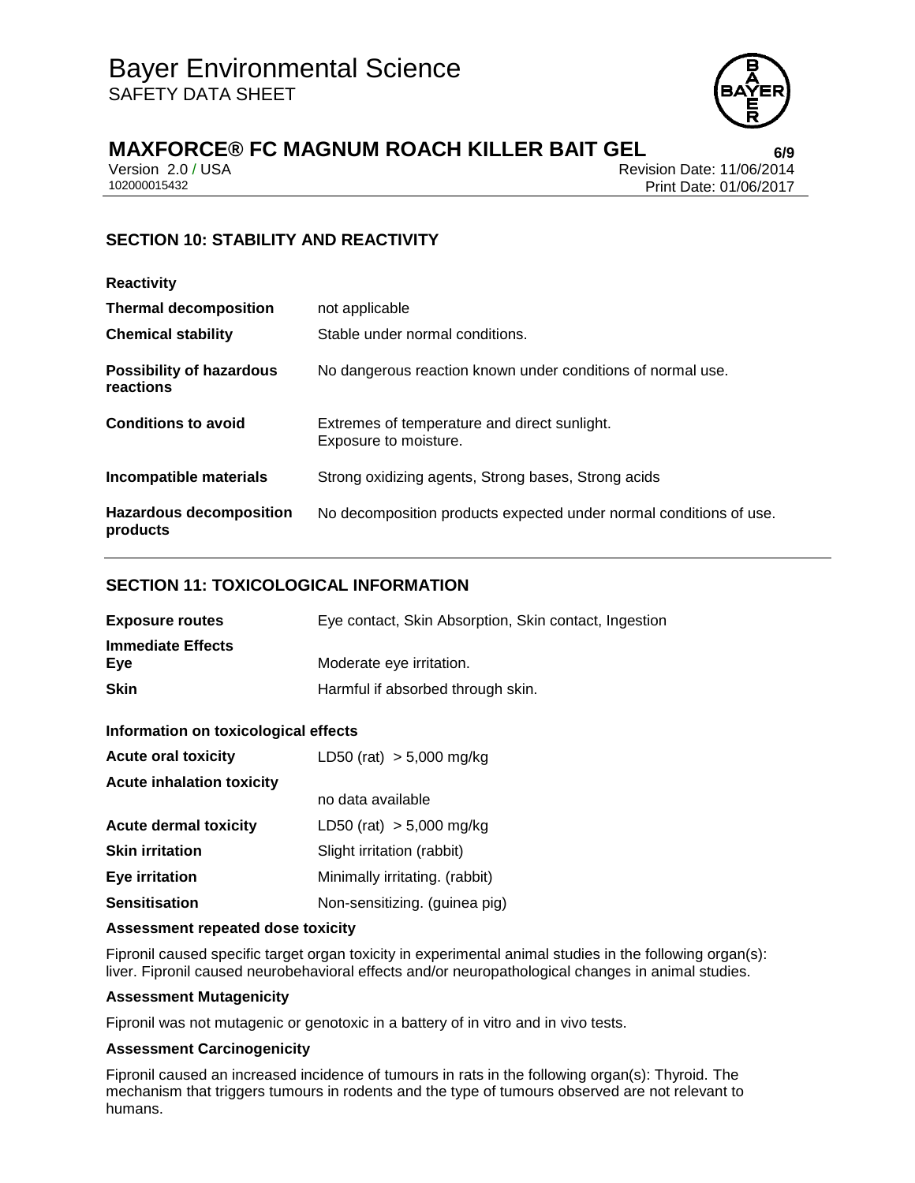## SECTION 10: STABILITY AND REACTIVITY

**Reactivity**

| | |
|---|---|
| **Thermal decomposition** | not applicable |
| **Chemical stability** | Stable under normal conditions. |
| **Possibility of hazardous reactions** | No dangerous reaction known under conditions of normal use. |
| **Conditions to avoid** | Extremes of temperature and direct sunlight.<br>Exposure to moisture. |
| **Incompatible materials** | Strong oxidizing agents, Strong bases, Strong acids |
| **Hazardous decomposition products** | No decomposition products expected under normal conditions of use. |

## SECTION 11: TOXICOLOGICAL INFORMATION

| | |
|---|---|
| **Exposure routes** | Eye contact, Skin Absorption, Skin contact, Ingestion |

**Immediate Effects**

| | |
|---|---|
| **Eye** | Moderate eye irritation. |
| **Skin** | Harmful if absorbed through skin. |

**Information on toxicological effects**

| | |
|---|---|
| **Acute oral toxicity** | LD50 (rat) > 5,000 mg/kg |
| **Acute inhalation toxicity** | no data available |
| **Acute dermal toxicity** | LD50 (rat) > 5,000 mg/kg |
| **Skin irritation** | Slight irritation (rabbit) |
| **Eye irritation** | Minimally irritating. (rabbit) |
| **Sensitisation** | Non-sensitizing. (guinea pig) |

**Assessment repeated dose toxicity**

Fipronil caused specific target organ toxicity in experimental animal studies in the following organ(s): liver. Fipronil caused neurobehavioral effects and/or neuropathological changes in animal studies.

**Assessment Mutagenicity**

Fipronil was not mutagenic or genotoxic in a battery of in vitro and in vivo tests.

**Assessment Carcinogenicity**

Fipronil caused an increased incidence of tumours in rats in the following organ(s): Thyroid. The mechanism that triggers tumours in rodents and the type of tumours observed are not relevant to humans.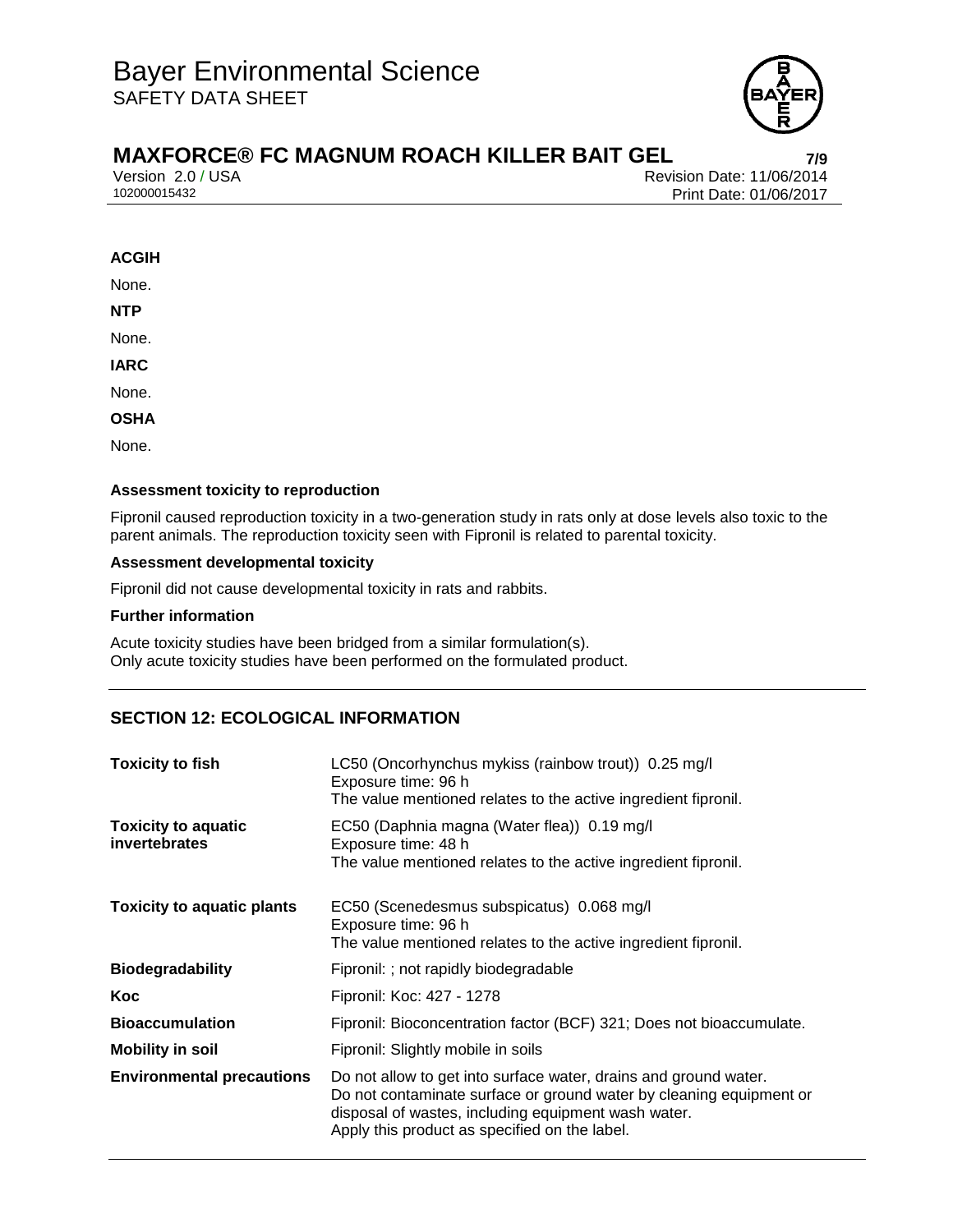**ACGIH**

None.

**NTP**

None.

**IARC**

None.

**OSHA**

None.

**Assessment toxicity to reproduction**

Fipronil caused reproduction toxicity in a two-generation study in rats only at dose levels also toxic to the parent animals. The reproduction toxicity seen with Fipronil is related to parental toxicity.

**Assessment developmental toxicity**

Fipronil did not cause developmental toxicity in rats and rabbits.

**Further information**

Acute toxicity studies have been bridged from a similar formulation(s).
Only acute toxicity studies have been performed on the formulated product.

## SECTION 12: ECOLOGICAL INFORMATION

| | |
|---|---|
| **Toxicity to fish** | LC50 (Oncorhynchus mykiss (rainbow trout)) 0.25 mg/l<br>Exposure time: 96 h<br>The value mentioned relates to the active ingredient fipronil. |
| **Toxicity to aquatic invertebrates** | EC50 (Daphnia magna (Water flea)) 0.19 mg/l<br>Exposure time: 48 h<br>The value mentioned relates to the active ingredient fipronil. |
| **Toxicity to aquatic plants** | EC50 (Scenedesmus subspicatus) 0.068 mg/l<br>Exposure time: 96 h<br>The value mentioned relates to the active ingredient fipronil. |
| **Biodegradability** | Fipronil: ; not rapidly biodegradable |
| **Koc** | Fipronil: Koc: 427 - 1278 |
| **Bioaccumulation** | Fipronil: Bioconcentration factor (BCF) 321; Does not bioaccumulate. |
| **Mobility in soil** | Fipronil: Slightly mobile in soils |
| **Environmental precautions** | Do not allow to get into surface water, drains and ground water.<br>Do not contaminate surface or ground water by cleaning equipment or disposal of wastes, including equipment wash water.<br>Apply this product as specified on the label. |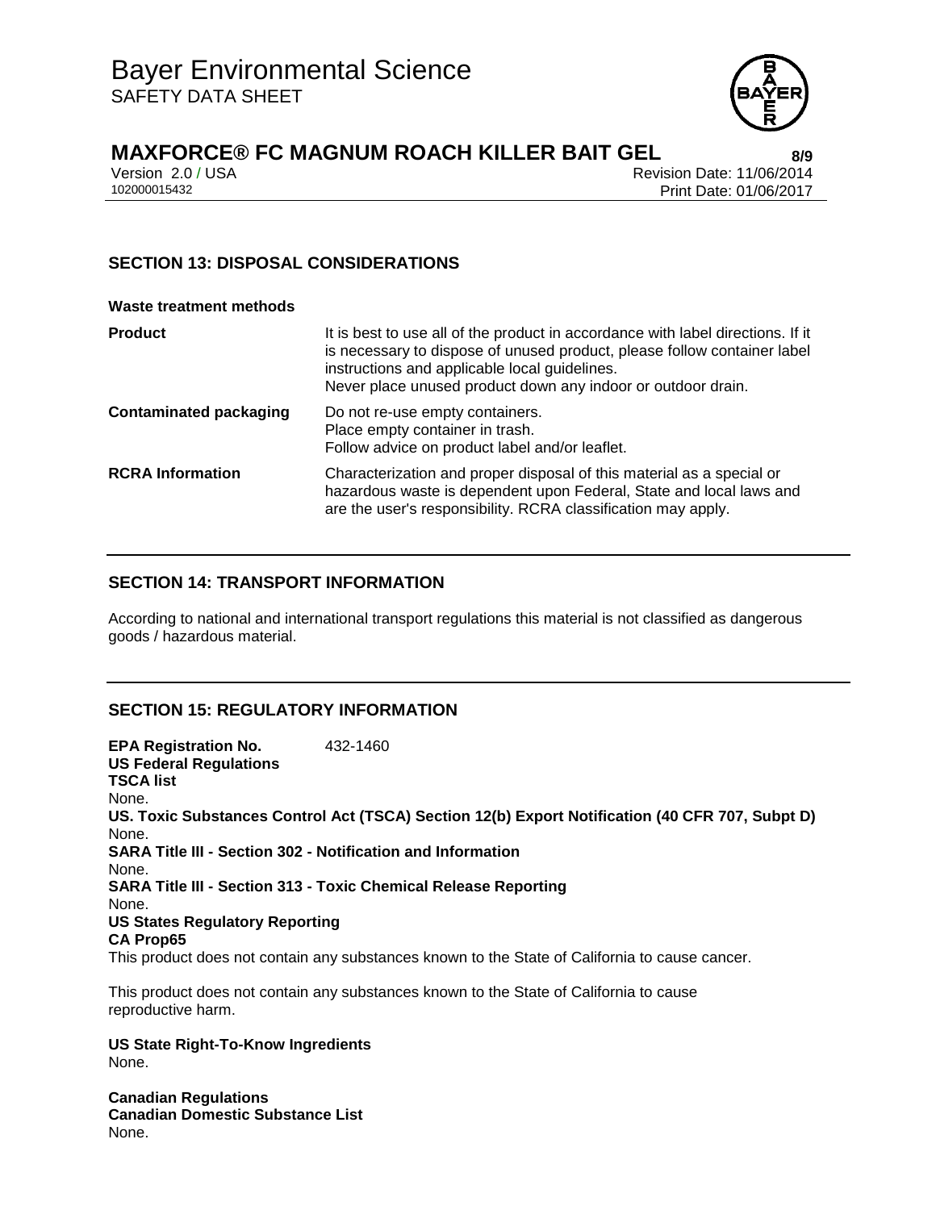## SECTION 13: DISPOSAL CONSIDERATIONS

**Waste treatment methods**

| | |
|---|---|
| **Product** | It is best to use all of the product in accordance with label directions. If it is necessary to dispose of unused product, please follow container label instructions and applicable local guidelines.<br>Never place unused product down any indoor or outdoor drain. |
| **Contaminated packaging** | Do not re-use empty containers.<br>Place empty container in trash.<br>Follow advice on product label and/or leaflet. |
| **RCRA Information** | Characterization and proper disposal of this material as a special or hazardous waste is dependent upon Federal, State and local laws and are the user's responsibility. RCRA classification may apply. |

## SECTION 14: TRANSPORT INFORMATION

According to national and international transport regulations this material is not classified as dangerous goods / hazardous material.

## SECTION 15: REGULATORY INFORMATION

**EPA Registration No.** 432-1460

**US Federal Regulations**

**TSCA list**

None.

**US. Toxic Substances Control Act (TSCA) Section 12(b) Export Notification (40 CFR 707, Subpt D)**

None.

**SARA Title III - Section 302 - Notification and Information**

None.

**SARA Title III - Section 313 - Toxic Chemical Release Reporting**

None.

**US States Regulatory Reporting**

**CA Prop65**

This product does not contain any substances known to the State of California to cause cancer.

This product does not contain any substances known to the State of California to cause reproductive harm.

**US State Right-To-Know Ingredients**

None.

**Canadian Regulations**

**Canadian Domestic Substance List**

None.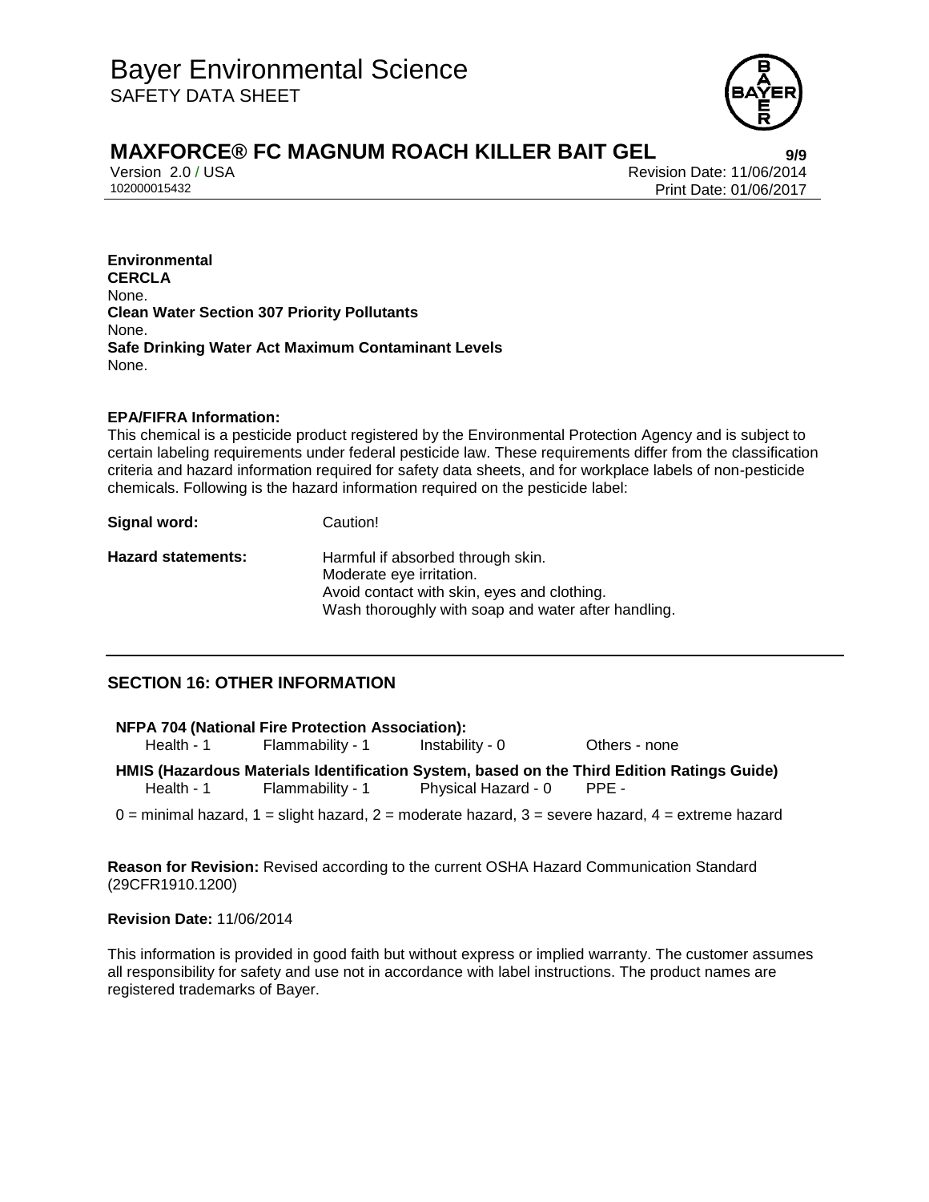**Environmental**
**CERCLA**
None.
**Clean Water Section 307 Priority Pollutants**
None.
**Safe Drinking Water Act Maximum Contaminant Levels**
None.

**EPA/FIFRA Information:**
This chemical is a pesticide product registered by the Environmental Protection Agency and is subject to certain labeling requirements under federal pesticide law. These requirements differ from the classification criteria and hazard information required for safety data sheets, and for workplace labels of non-pesticide chemicals. Following is the hazard information required on the pesticide label:

| | |
|---|---|
| **Signal word:** | Caution! |
| **Hazard statements:** | Harmful if absorbed through skin.<br>Moderate eye irritation.<br>Avoid contact with skin, eyes and clothing.<br>Wash thoroughly with soap and water after handling. |

## SECTION 16: OTHER INFORMATION

**NFPA 704 (National Fire Protection Association):**

| | | | |
|---|---|---|---|
| Health - 1 | Flammability - 1 | Instability - 0 | Others - none |

**HMIS (Hazardous Materials Identification System, based on the Third Edition Ratings Guide)**

| | | | |
|---|---|---|---|
| Health - 1 | Flammability - 1 | Physical Hazard - 0 | PPE - |

0 = minimal hazard, 1 = slight hazard, 2 = moderate hazard, 3 = severe hazard, 4 = extreme hazard

**Reason for Revision:** Revised according to the current OSHA Hazard Communication Standard (29CFR1910.1200)

**Revision Date:** 11/06/2014

This information is provided in good faith but without express or implied warranty. The customer assumes all responsibility for safety and use not in accordance with label instructions. The product names are registered trademarks of Bayer.